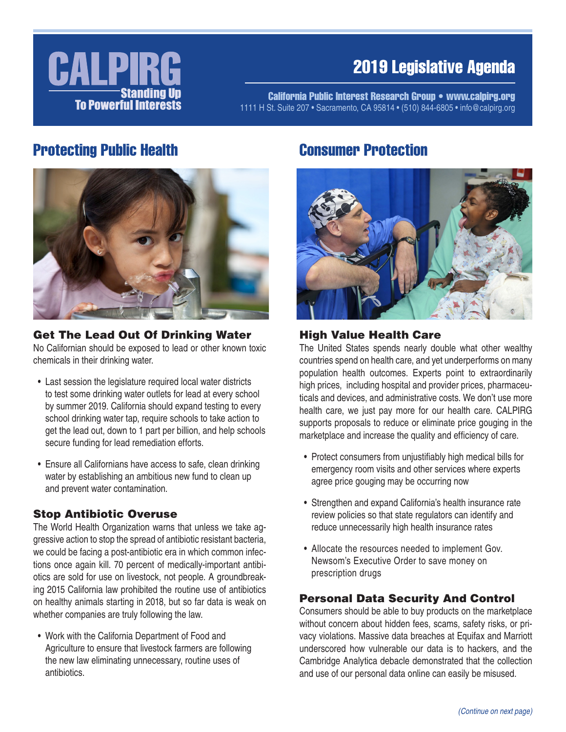# CALPIRG

Standing Up To Powerful Interests

## 2019 Legislative Agenda

California Public Interest Research Group • www.calpirg.org
1111 H St. Suite 207 • Sacramento, CA 95814 • (510) 844-6805 • info@calpirg.org

## Protecting Public Health

### Get The Lead Out Of Drinking Water

No Californian should be exposed to lead or other known toxic chemicals in their drinking water.

- Last session the legislature required local water districts to test some drinking water outlets for lead at every school by summer 2019. California should expand testing to every school drinking water tap, require schools to take action to get the lead out, down to 1 part per billion, and help schools secure funding for lead remediation efforts.
- Ensure all Californians have access to safe, clean drinking water by establishing an ambitious new fund to clean up and prevent water contamination.

### Stop Antibiotic Overuse

The World Health Organization warns that unless we take aggressive action to stop the spread of antibiotic resistant bacteria, we could be facing a post-antibiotic era in which common infections once again kill. 70 percent of medically-important antibiotics are sold for use on livestock, not people. A groundbreaking 2015 California law prohibited the routine use of antibiotics on healthy animals starting in 2018, but so far data is weak on whether companies are truly following the law.

- Work with the California Department of Food and Agriculture to ensure that livestock farmers are following the new law eliminating unnecessary, routine uses of antibiotics.

## Consumer Protection

### High Value Health Care

The United States spends nearly double what other wealthy countries spend on health care, and yet underperforms on many population health outcomes. Experts point to extraordinarily high prices, including hospital and provider prices, pharmaceuticals and devices, and administrative costs. We don't use more health care, we just pay more for our health care. CALPIRG supports proposals to reduce or eliminate price gouging in the marketplace and increase the quality and efficiency of care.

- Protect consumers from unjustifiably high medical bills for emergency room visits and other services where experts agree price gouging may be occurring now
- Strengthen and expand California's health insurance rate review policies so that state regulators can identify and reduce unnecessarily high health insurance rates
- Allocate the resources needed to implement Gov. Newsom's Executive Order to save money on prescription drugs

### Personal Data Security And Control

Consumers should be able to buy products on the marketplace without concern about hidden fees, scams, safety risks, or privacy violations. Massive data breaches at Equifax and Marriott underscored how vulnerable our data is to hackers, and the Cambridge Analytica debacle demonstrated that the collection and use of our personal data online can easily be misused.

*(Continue on next page)*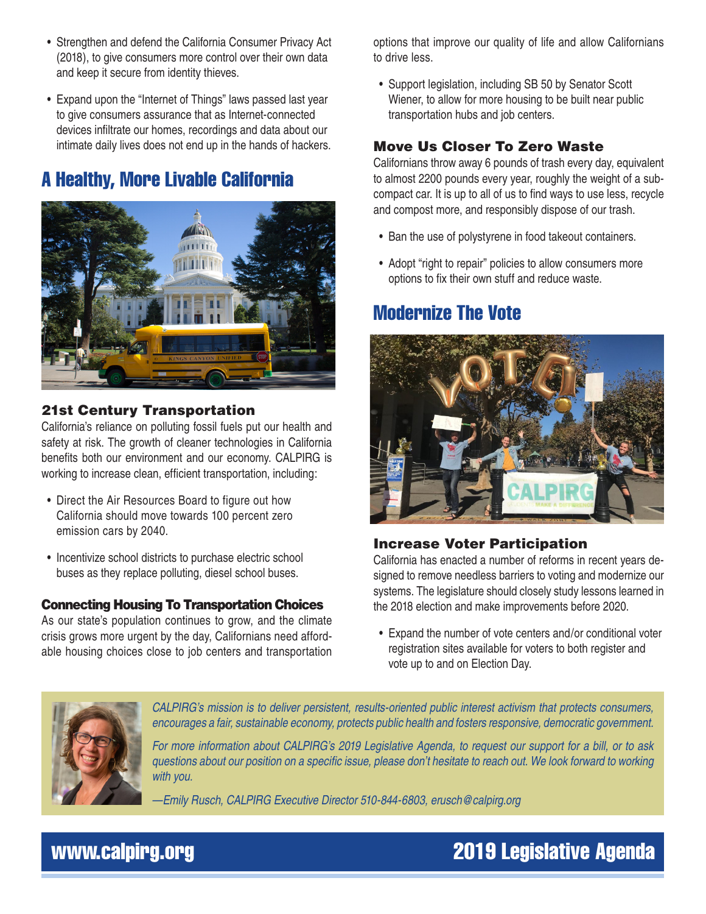- Strengthen and defend the California Consumer Privacy Act (2018), to give consumers more control over their own data and keep it secure from identity thieves.
- Expand upon the "Internet of Things" laws passed last year to give consumers assurance that as Internet-connected devices infiltrate our homes, recordings and data about our intimate daily lives does not end up in the hands of hackers.

## A Healthy, More Livable California

### 21st Century Transportation

California's reliance on polluting fossil fuels put our health and safety at risk. The growth of cleaner technologies in California benefits both our environment and our economy. CALPIRG is working to increase clean, efficient transportation, including:

- Direct the Air Resources Board to figure out how California should move towards 100 percent zero emission cars by 2040.
- Incentivize school districts to purchase electric school buses as they replace polluting, diesel school buses.

### Connecting Housing To Transportation Choices

As our state's population continues to grow, and the climate crisis grows more urgent by the day, Californians need affordable housing choices close to job centers and transportation options that improve our quality of life and allow Californians to drive less.

- Support legislation, including SB 50 by Senator Scott Wiener, to allow for more housing to be built near public transportation hubs and job centers.

### Move Us Closer To Zero Waste

Californians throw away 6 pounds of trash every day, equivalent to almost 2200 pounds every year, roughly the weight of a sub-compact car. It is up to all of us to find ways to use less, recycle and compost more, and responsibly dispose of our trash.

- Ban the use of polystyrene in food takeout containers.
- Adopt "right to repair" policies to allow consumers more options to fix their own stuff and reduce waste.

## Modernize The Vote

### Increase Voter Participation

California has enacted a number of reforms in recent years designed to remove needless barriers to voting and modernize our systems. The legislature should closely study lessons learned in the 2018 election and make improvements before 2020.

- Expand the number of vote centers and/or conditional voter registration sites available for voters to both register and vote up to and on Election Day.

*CALPIRG's mission is to deliver persistent, results-oriented public interest activism that protects consumers, encourages a fair, sustainable economy, protects public health and fosters responsive, democratic government.*

*For more information about CALPIRG's 2019 Legislative Agenda, to request our support for a bill, or to ask questions about our position on a specific issue, please don't hesitate to reach out. We look forward to working with you.*

*—Emily Rusch, CALPIRG Executive Director 510-844-6803, erusch@calpirg.org*

**www.calpirg.org** **2019 Legislative Agenda**